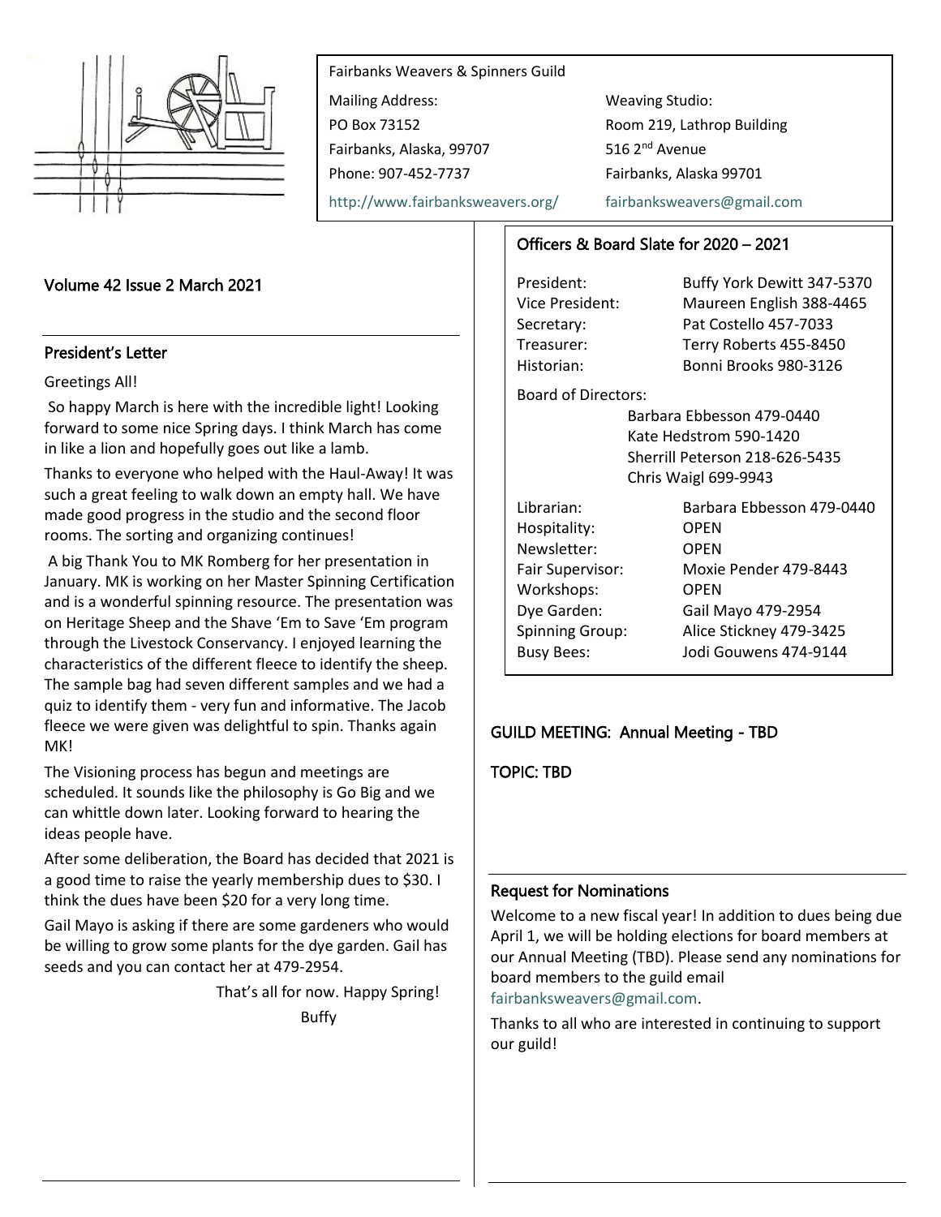Fairbanks Weavers & Spinners Guild

Mailing Address:
PO Box 73152
Fairbanks, Alaska, 99707
Phone: 907-452-7737
http://www.fairbanksweavers.org/

Weaving Studio:
Room 219, Lathrop Building
516 2nd Avenue
Fairbanks, Alaska 99701
fairbanksweavers@gmail.com

## Volume 42 Issue 2 March 2021

## President's Letter

Greetings All!

So happy March is here with the incredible light! Looking forward to some nice Spring days. I think March has come in like a lion and hopefully goes out like a lamb.

Thanks to everyone who helped with the Haul-Away! It was such a great feeling to walk down an empty hall. We have made good progress in the studio and the second floor rooms. The sorting and organizing continues!

A big Thank You to MK Romberg for her presentation in January. MK is working on her Master Spinning Certification and is a wonderful spinning resource. The presentation was on Heritage Sheep and the Shave 'Em to Save 'Em program through the Livestock Conservancy. I enjoyed learning the characteristics of the different fleece to identify the sheep. The sample bag had seven different samples and we had a quiz to identify them - very fun and informative. The Jacob fleece we were given was delightful to spin. Thanks again MK!

The Visioning process has begun and meetings are scheduled. It sounds like the philosophy is Go Big and we can whittle down later. Looking forward to hearing the ideas people have.

After some deliberation, the Board has decided that 2021 is a good time to raise the yearly membership dues to $30. I think the dues have been $20 for a very long time.

Gail Mayo is asking if there are some gardeners who would be willing to grow some plants for the dye garden. Gail has seeds and you can contact her at 479-2954.

That's all for now. Happy Spring!

Buffy

## Officers & Board Slate for 2020 – 2021

President: Buffy York Dewitt 347-5370
Vice President: Maureen English 388-4465
Secretary: Pat Costello 457-7033
Treasurer: Terry Roberts 455-8450
Historian: Bonni Brooks 980-3126

Board of Directors:
- Barbara Ebbesson 479-0440
- Kate Hedstrom 590-1420
- Sherrill Peterson 218-626-5435
- Chris Waigl 699-9943

Librarian: Barbara Ebbesson 479-0440
Hospitality: OPEN
Newsletter: OPEN
Fair Supervisor: Moxie Pender 479-8443
Workshops: OPEN
Dye Garden: Gail Mayo 479-2954
Spinning Group: Alice Stickney 479-3425
Busy Bees: Jodi Gouwens 474-9144

## GUILD MEETING: Annual Meeting - TBD

## TOPIC: TBD

## Request for Nominations

Welcome to a new fiscal year! In addition to dues being due April 1, we will be holding elections for board members at our Annual Meeting (TBD). Please send any nominations for board members to the guild email fairbanksweavers@gmail.com.

Thanks to all who are interested in continuing to support our guild!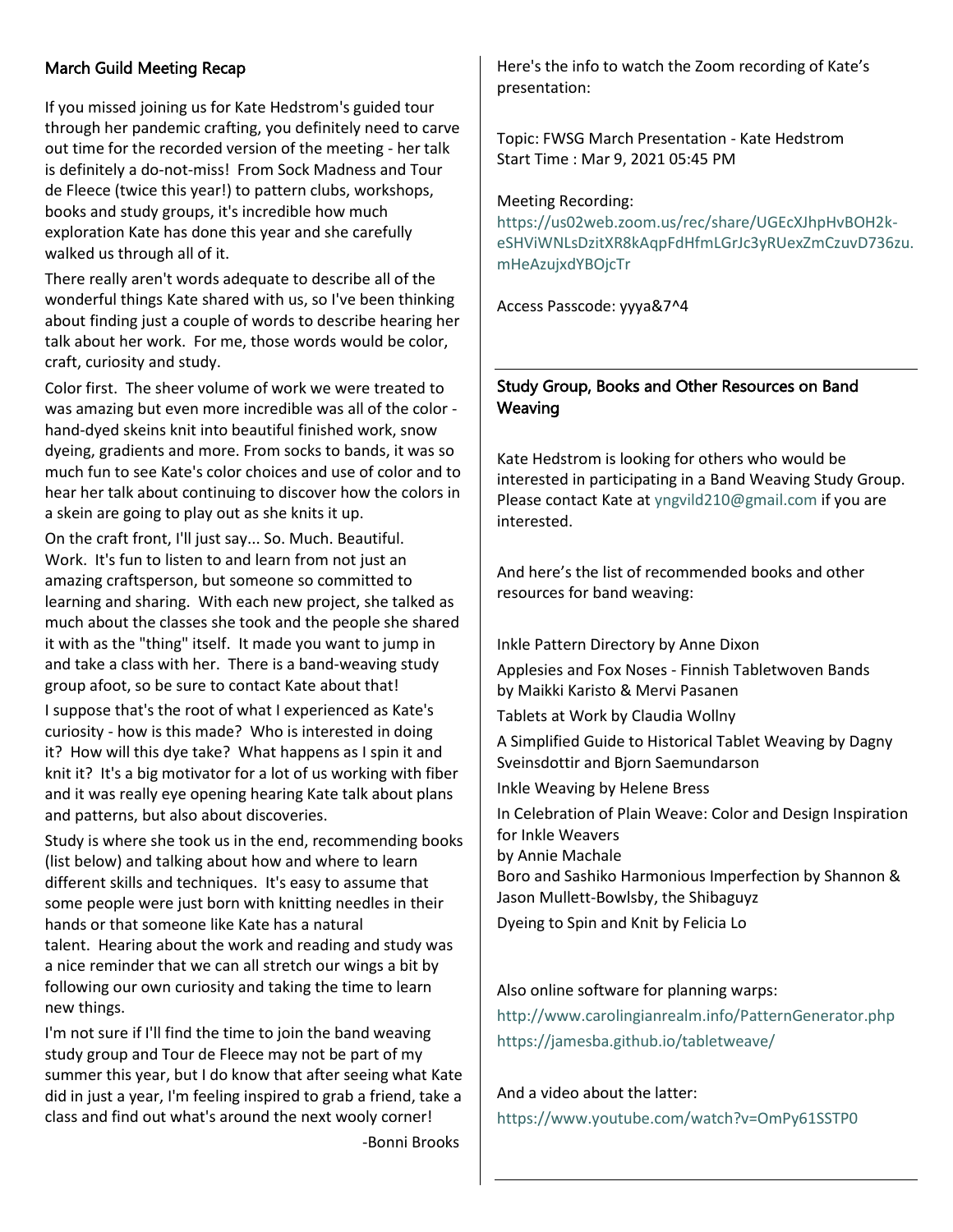## March Guild Meeting Recap

If you missed joining us for Kate Hedstrom's guided tour through her pandemic crafting, you definitely need to carve out time for the recorded version of the meeting - her talk is definitely a do-not-miss! From Sock Madness and Tour de Fleece (twice this year!) to pattern clubs, workshops, books and study groups, it's incredible how much exploration Kate has done this year and she carefully walked us through all of it.

There really aren't words adequate to describe all of the wonderful things Kate shared with us, so I've been thinking about finding just a couple of words to describe hearing her talk about her work. For me, those words would be color, craft, curiosity and study.

Color first. The sheer volume of work we were treated to was amazing but even more incredible was all of the color - hand-dyed skeins knit into beautiful finished work, snow dyeing, gradients and more. From socks to bands, it was so much fun to see Kate's color choices and use of color and to hear her talk about continuing to discover how the colors in a skein are going to play out as she knits it up.

On the craft front, I'll just say... So. Much. Beautiful. Work. It's fun to listen to and learn from not just an amazing craftsperson, but someone so committed to learning and sharing. With each new project, she talked as much about the classes she took and the people she shared it with as the "thing" itself. It made you want to jump in and take a class with her. There is a band-weaving study group afoot, so be sure to contact Kate about that!

I suppose that's the root of what I experienced as Kate's curiosity - how is this made? Who is interested in doing it? How will this dye take? What happens as I spin it and knit it? It's a big motivator for a lot of us working with fiber and it was really eye opening hearing Kate talk about plans and patterns, but also about discoveries.

Study is where she took us in the end, recommending books (list below) and talking about how and where to learn different skills and techniques. It's easy to assume that some people were just born with knitting needles in their hands or that someone like Kate has a natural talent. Hearing about the work and reading and study was a nice reminder that we can all stretch our wings a bit by following our own curiosity and taking the time to learn new things.

I'm not sure if I'll find the time to join the band weaving study group and Tour de Fleece may not be part of my summer this year, but I do know that after seeing what Kate did in just a year, I'm feeling inspired to grab a friend, take a class and find out what's around the next wooly corner!

-Bonni Brooks

Here's the info to watch the Zoom recording of Kate's presentation:

Topic: FWSG March Presentation - Kate Hedstrom
Start Time : Mar 9, 2021 05:45 PM

Meeting Recording:
https://us02web.zoom.us/rec/share/UGEcXJhpHvBOH2k-eSHViWNLsDzitXR8kAqpFdHfmLGrJc3yRUexZmCzuvD736zu.mHeAzujxdYBOjcTr

Access Passcode: yyya&7^4

## Study Group, Books and Other Resources on Band Weaving

Kate Hedstrom is looking for others who would be interested in participating in a Band Weaving Study Group. Please contact Kate at yngvild210@gmail.com if you are interested.

And here's the list of recommended books and other resources for band weaving:

Inkle Pattern Directory by Anne Dixon

Applesies and Fox Noses - Finnish Tabletwoven Bands by Maikki Karisto & Mervi Pasanen

Tablets at Work by Claudia Wollny

A Simplified Guide to Historical Tablet Weaving by Dagny Sveinsdottir and Bjorn Saemundarson

Inkle Weaving by Helene Bress

In Celebration of Plain Weave: Color and Design Inspiration for Inkle Weavers
by Annie Machale

Boro and Sashiko Harmonious Imperfection by Shannon & Jason Mullett-Bowlsby, the Shibaguyz

Dyeing to Spin and Knit by Felicia Lo

Also online software for planning warps:
http://www.carolingianrealm.info/PatternGenerator.php
https://jamesba.github.io/tabletweave/

And a video about the latter:
https://www.youtube.com/watch?v=OmPy61SSTP0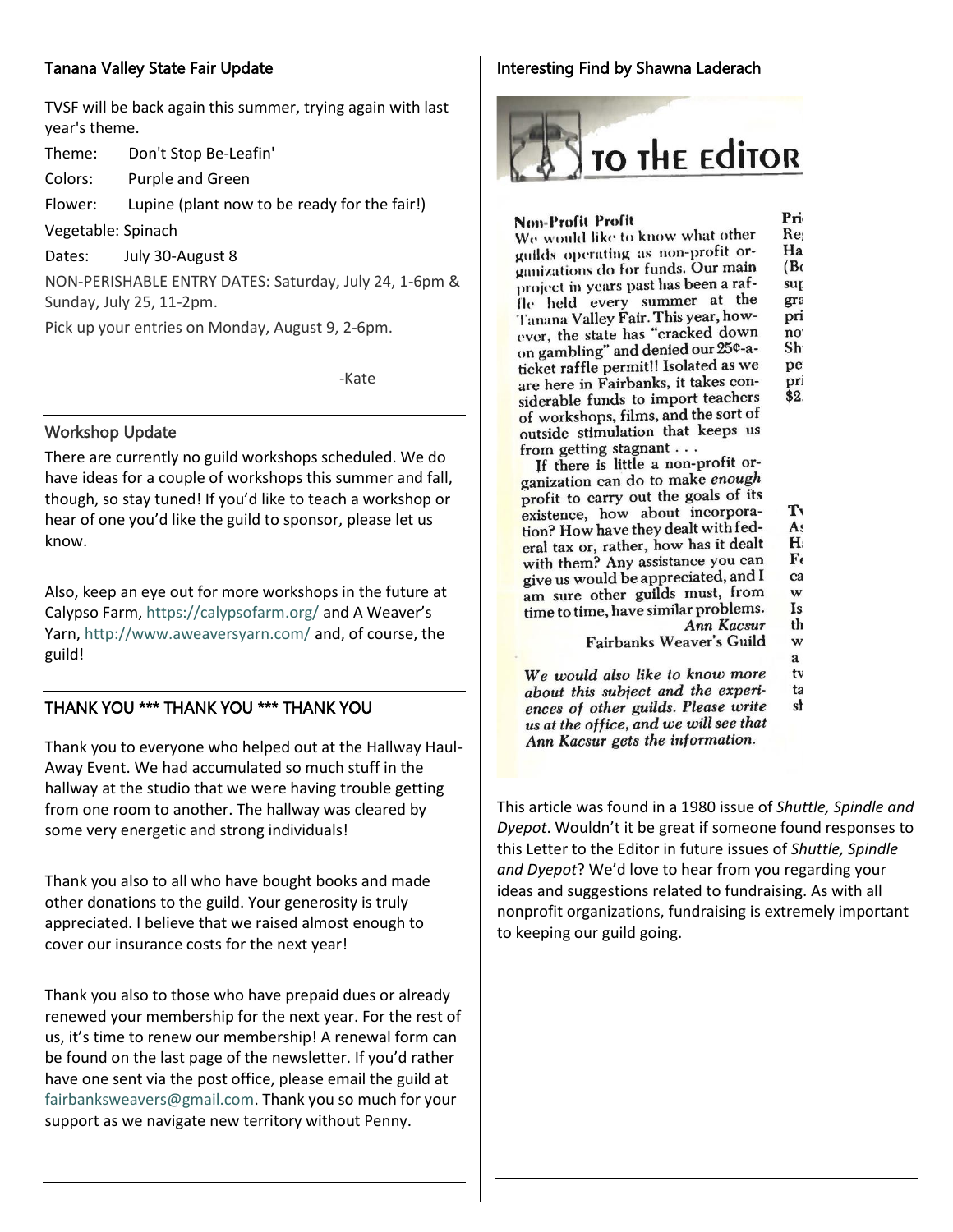## Tanana Valley State Fair Update

TVSF will be back again this summer, trying again with last year's theme.

Theme: Don't Stop Be-Leafin'

Colors: Purple and Green

Flower: Lupine (plant now to be ready for the fair!)

Vegetable: Spinach

Dates: July 30-August 8

NON-PERISHABLE ENTRY DATES: Saturday, July 24, 1-6pm & Sunday, July 25, 11-2pm.

Pick up your entries on Monday, August 9, 2-6pm.

-Kate

## Workshop Update

There are currently no guild workshops scheduled. We do have ideas for a couple of workshops this summer and fall, though, so stay tuned! If you'd like to teach a workshop or hear of one you'd like the guild to sponsor, please let us know.

Also, keep an eye out for more workshops in the future at Calypso Farm, https://calypsofarm.org/ and A Weaver's Yarn, http://www.aweaversyarn.com/ and, of course, the guild!

## THANK YOU *** THANK YOU *** THANK YOU

Thank you to everyone who helped out at the Hallway Haul-Away Event. We had accumulated so much stuff in the hallway at the studio that we were having trouble getting from one room to another. The hallway was cleared by some very energetic and strong individuals!

Thank you also to all who have bought books and made other donations to the guild. Your generosity is truly appreciated. I believe that we raised almost enough to cover our insurance costs for the next year!

Thank you also to those who have prepaid dues or already renewed your membership for the next year. For the rest of us, it's time to renew our membership! A renewal form can be found on the last page of the newsletter. If you'd rather have one sent via the post office, please email the guild at fairbanksweavers@gmail.com. Thank you so much for your support as we navigate new territory without Penny.

## Interesting Find by Shawna Laderach

**TO THE EDITOR**

**Non-Profit Profit**

We would like to know what other guilds operating as non-profit organizations do for funds. Our main project in years past has been a raffle held every summer at the Tanana Valley Fair. This year, however, the state has "cracked down on gambling" and denied our 25¢-a-ticket raffle permit!! Isolated as we are here in Fairbanks, it takes considerable funds to import teachers of workshops, films, and the sort of outside stimulation that keeps us from getting stagnant . . .

If there is little a non-profit organization can do to make *enough* profit to carry out the goals of its existence, how about incorporation? How have they dealt with federal tax or, rather, how has it dealt with them? Any assistance you can give us would be appreciated, and I am sure other guilds must, from time to time, have similar problems.

*Ann Kacsur*
Fairbanks Weaver's Guild

*We would also like to know more about this subject and the experiences of other guilds. Please write us at the office, and we will see that Ann Kacsur gets the information.*

This article was found in a 1980 issue of *Shuttle, Spindle and Dyepot*. Wouldn't it be great if someone found responses to this Letter to the Editor in future issues of *Shuttle, Spindle and Dyepot*? We'd love to hear from you regarding your ideas and suggestions related to fundraising. As with all nonprofit organizations, fundraising is extremely important to keeping our guild going.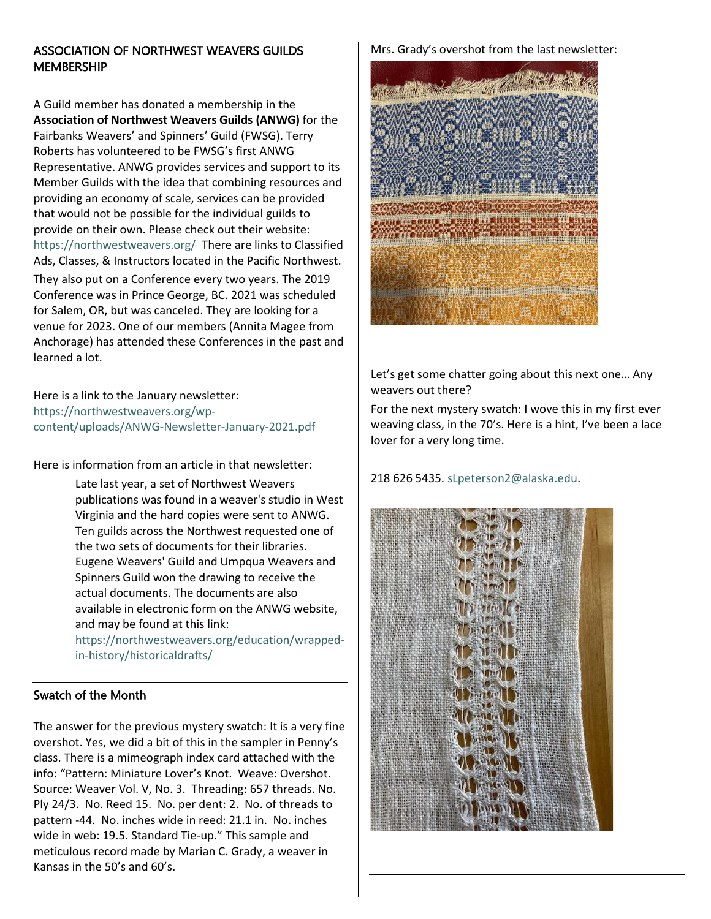## ASSOCIATION OF NORTHWEST WEAVERS GUILDS MEMBERSHIP

A Guild member has donated a membership in the **Association of Northwest Weavers Guilds (ANWG)** for the Fairbanks Weavers' and Spinners' Guild (FWSG). Terry Roberts has volunteered to be FWSG's first ANWG Representative. ANWG provides services and support to its Member Guilds with the idea that combining resources and providing an economy of scale, services can be provided that would not be possible for the individual guilds to provide on their own. Please check out their website: https://northwestweavers.org/ There are links to Classified Ads, Classes, & Instructors located in the Pacific Northwest. They also put on a Conference every two years. The 2019 Conference was in Prince George, BC. 2021 was scheduled for Salem, OR, but was canceled. They are looking for a venue for 2023. One of our members (Annita Magee from Anchorage) has attended these Conferences in the past and learned a lot.

Here is a link to the January newsletter: https://northwestweavers.org/wp-content/uploads/ANWG-Newsletter-January-2021.pdf

Here is information from an article in that newsletter:

> Late last year, a set of Northwest Weavers publications was found in a weaver's studio in West Virginia and the hard copies were sent to ANWG. Ten guilds across the Northwest requested one of the two sets of documents for their libraries. Eugene Weavers' Guild and Umpqua Weavers and Spinners Guild won the drawing to receive the actual documents. The documents are also available in electronic form on the ANWG website, and may be found at this link: https://northwestweavers.org/education/wrapped-in-history/historicaldrafts/

## Swatch of the Month

The answer for the previous mystery swatch: It is a very fine overshot. Yes, we did a bit of this in the sampler in Penny's class. There is a mimeograph index card attached with the info: "Pattern: Miniature Lover's Knot. Weave: Overshot. Source: Weaver Vol. V, No. 3. Threading: 657 threads. No. Ply 24/3. No. Reed 15. No. per dent: 2. No. of threads to pattern -44. No. inches wide in reed: 21.1 in. No. inches wide in web: 19.5. Standard Tie-up." This sample and meticulous record made by Marian C. Grady, a weaver in Kansas in the 50's and 60's.

Mrs. Grady's overshot from the last newsletter:

Let's get some chatter going about this next one… Any weavers out there?

For the next mystery swatch: I wove this in my first ever weaving class, in the 70's. Here is a hint, I've been a lace lover for a very long time.

218 626 5435. sLpeterson2@alaska.edu.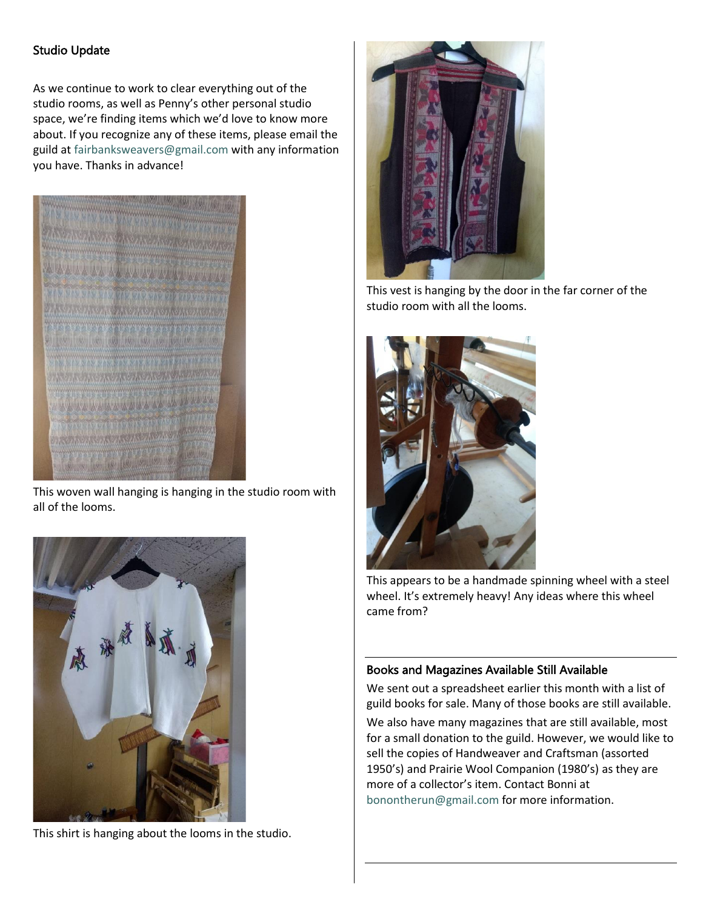## Studio Update

As we continue to work to clear everything out of the studio rooms, as well as Penny's other personal studio space, we're finding items which we'd love to know more about. If you recognize any of these items, please email the guild at fairbanksweavers@gmail.com with any information you have. Thanks in advance!

This woven wall hanging is hanging in the studio room with all of the looms.

This shirt is hanging about the looms in the studio.

This vest is hanging by the door in the far corner of the studio room with all the looms.

This appears to be a handmade spinning wheel with a steel wheel. It's extremely heavy! Any ideas where this wheel came from?

## Books and Magazines Available Still Available

We sent out a spreadsheet earlier this month with a list of guild books for sale. Many of those books are still available.

We also have many magazines that are still available, most for a small donation to the guild. However, we would like to sell the copies of Handweaver and Craftsman (assorted 1950's) and Prairie Wool Companion (1980's) as they are more of a collector's item. Contact Bonni at bonontherun@gmail.com for more information.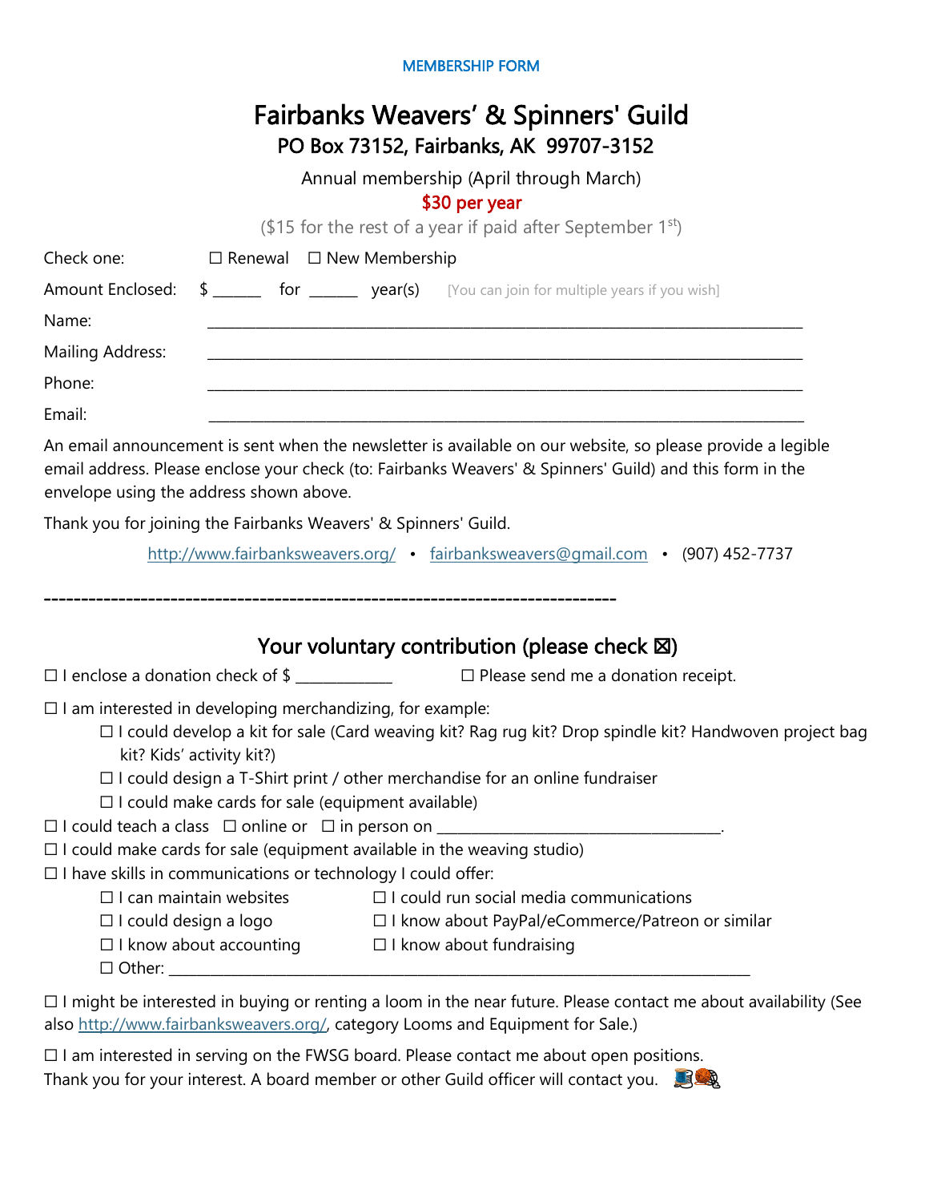MEMBERSHIP FORM

# Fairbanks Weavers' & Spinners' Guild

## PO Box 73152, Fairbanks, AK 99707-3152

Annual membership (April through March)

**$30 per year**

($15 for the rest of a year if paid after September 1st)

Check one: ☐ Renewal ☐ New Membership

Amount Enclosed: $ ______ for ______ year(s) [You can join for multiple years if you wish]

Name: ___________________________________________________________________________

Mailing Address: ___________________________________________________________________________

Phone: ___________________________________________________________________________

Email: ___________________________________________________________________________

An email announcement is sent when the newsletter is available on our website, so please provide a legible email address. Please enclose your check (to: Fairbanks Weavers' & Spinners' Guild) and this form in the envelope using the address shown above.

Thank you for joining the Fairbanks Weavers' & Spinners' Guild.

http://www.fairbanksweavers.org/ • fairbanksweavers@gmail.com • (907) 452-7737

---

## Your voluntary contribution (please check ☒)

☐ I enclose a donation check of $ ____________ ☐ Please send me a donation receipt.

☐ I am interested in developing merchandizing, for example:

- ☐ I could develop a kit for sale (Card weaving kit? Rag rug kit? Drop spindle kit? Handwoven project bag kit? Kids' activity kit?)
- ☐ I could design a T-Shirt print / other merchandise for an online fundraiser
- ☐ I could make cards for sale (equipment available)

☐ I could teach a class ☐ online or ☐ in person on ____________________________________.

☐ I could make cards for sale (equipment available in the weaving studio)

☐ I have skills in communications or technology I could offer:

- ☐ I can maintain websites
- ☐ I could run social media communications
- ☐ I could design a logo
- ☐ I know about PayPal/eCommerce/Patreon or similar
- ☐ I know about accounting
- ☐ I know about fundraising
- ☐ Other: ___________________________________________________________________________

☐ I might be interested in buying or renting a loom in the near future. Please contact me about availability (See also http://www.fairbanksweavers.org/, category Looms and Equipment for Sale.)

☐ I am interested in serving on the FWSG board. Please contact me about open positions.
Thank you for your interest. A board member or other Guild officer will contact you.